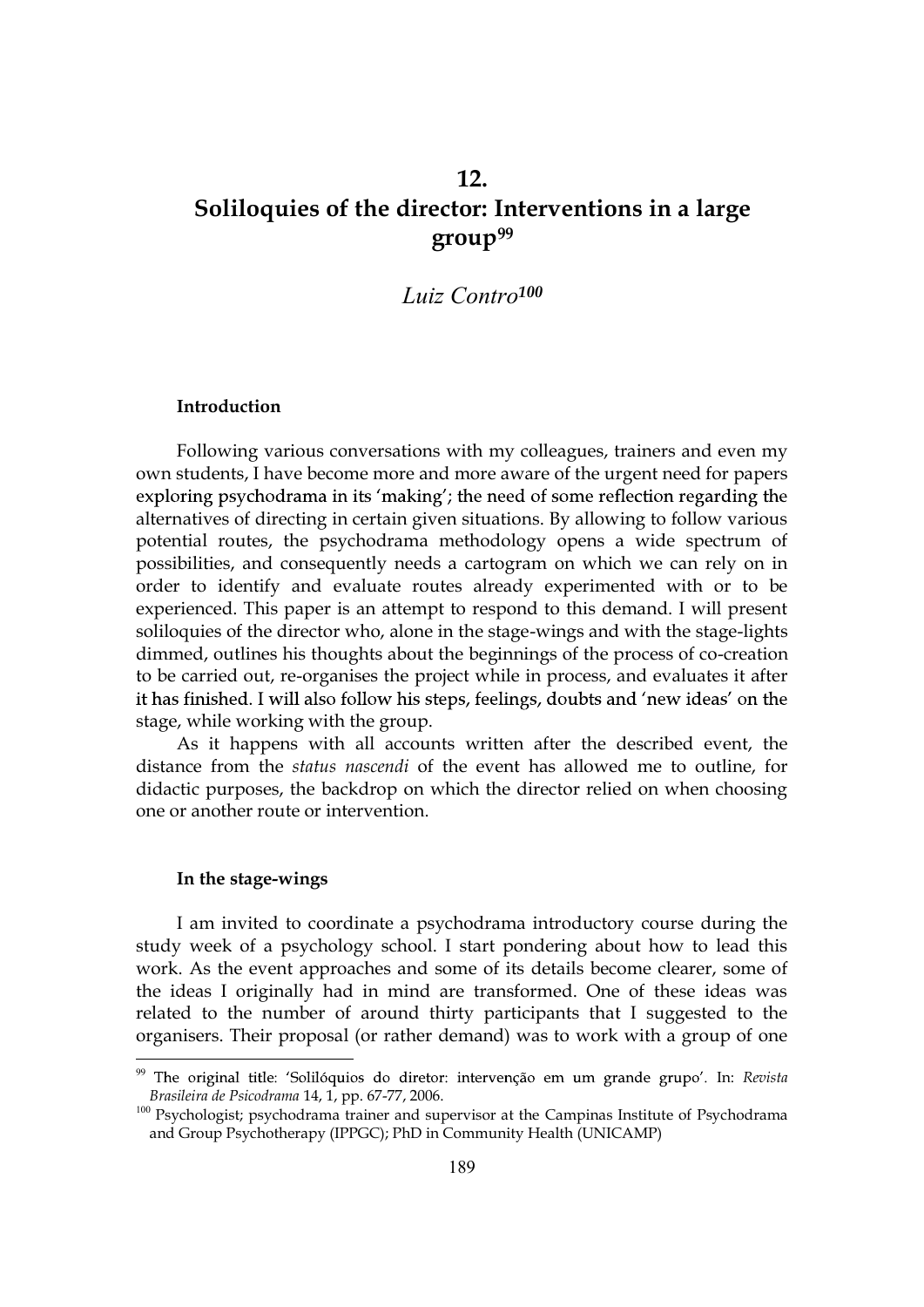# 12. Soliloquies of the director: Interventions in a large group[99]

## *Luiz Contro*[100]

### Introduction

Following various conversations with my colleagues, trainers and even my own students, I have become more and more aware of the urgent need for papers exploring psychodrama in its 'making'; the need of some reflection regarding the alternatives of directing in certain given situations. By allowing to follow various potential routes, the psychodrama methodology opens a wide spectrum of possibilities, and consequently needs a cartogram on which we can rely on in order to identify and evaluate routes already experimented with or to be experienced. This paper is an attempt to respond to this demand. I will present soliloquies of the director who, alone in the stage-wings and with the stage-lights dimmed, outlines his thoughts about the beginnings of the process of co-creation to be carried out, re-organises the project while in process, and evaluates it after it has finished. I will also follow his steps, feelings, doubts and 'new ideas' on the stage, while working with the group.

As it happens with all accounts written after the described event, the distance from the *status nascendi* of the event has allowed me to outline, for didactic purposes, the backdrop on which the director relied on when choosing one or another route or intervention.

### In the stage-wings

I am invited to coordinate a psychodrama introductory course during the study week of a psychology school. I start pondering about how to lead this work. As the event approaches and some of its details become clearer, some of the ideas I originally had in mind are transformed. One of these ideas was related to the number of around thirty participants that I suggested to the organisers. Their proposal (or rather demand) was to work with a group of one

---

[99] The original title: 'Solilóquios do diretor: intervenção em um grande grupo'. In: *Revista Brasileira de Psicodrama* 14, 1, pp. 67-77, 2006.

[100] Psychologist; psychodrama trainer and supervisor at the Campinas Institute of Psychodrama and Group Psychotherapy (IPPGC); PhD in Community Health (UNICAMP)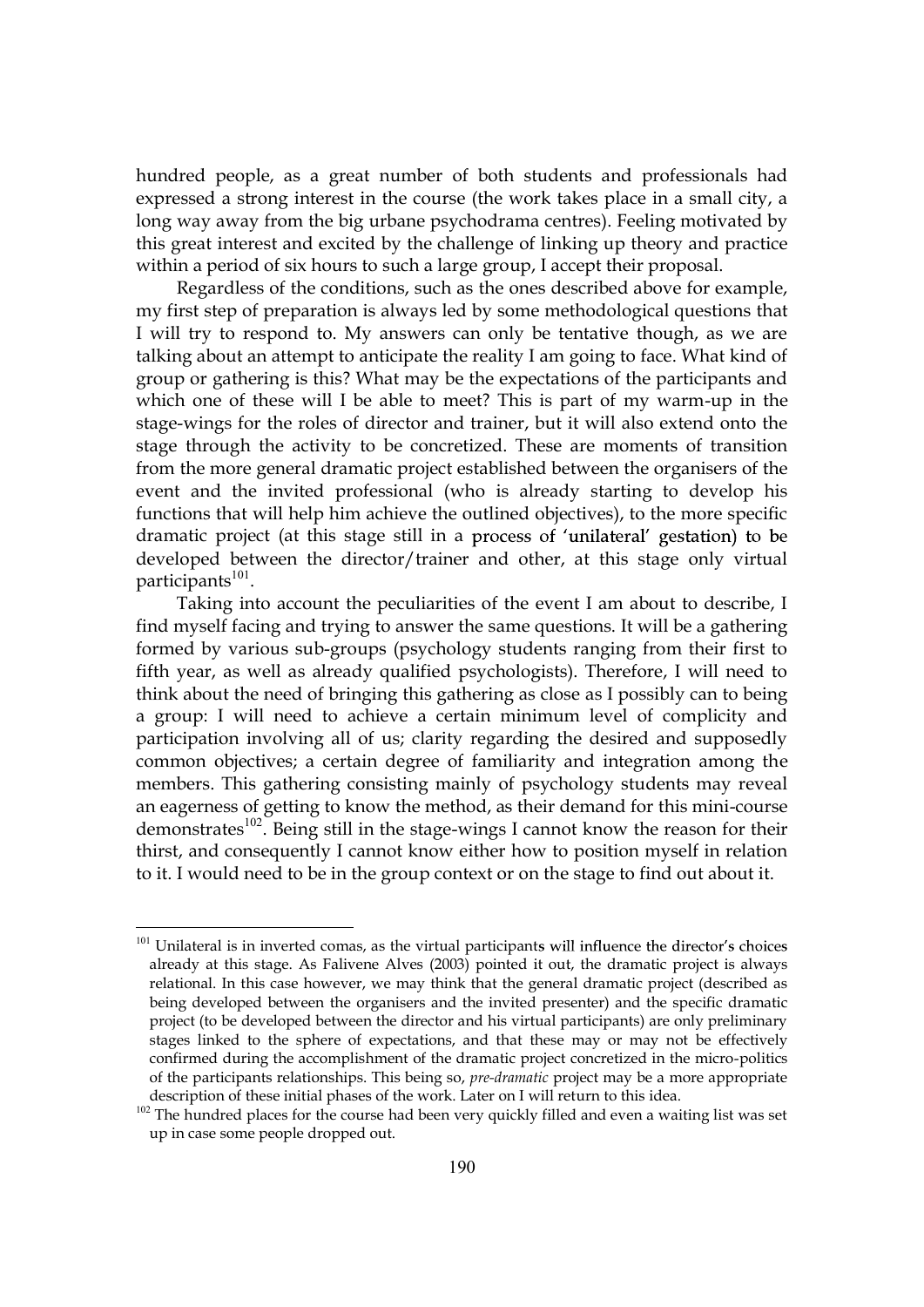hundred people, as a great number of both students and professionals had expressed a strong interest in the course (the work takes place in a small city, a long way away from the big urbane psychodrama centres). Feeling motivated by this great interest and excited by the challenge of linking up theory and practice within a period of six hours to such a large group, I accept their proposal.

Regardless of the conditions, such as the ones described above for example, my first step of preparation is always led by some methodological questions that I will try to respond to. My answers can only be tentative though, as we are talking about an attempt to anticipate the reality I am going to face. What kind of group or gathering is this? What may be the expectations of the participants and which one of these will I be able to meet? This is part of my warm-up in the stage-wings for the roles of director and trainer, but it will also extend onto the stage through the activity to be concretized. These are moments of transition from the more general dramatic project established between the organisers of the event and the invited professional (who is already starting to develop his functions that will help him achieve the outlined objectives), to the more specific dramatic project (at this stage still in a process of 'unilateral' gestation) to be developed between the director/trainer and other, at this stage only virtual participants[101].

Taking into account the peculiarities of the event I am about to describe, I find myself facing and trying to answer the same questions. It will be a gathering formed by various sub-groups (psychology students ranging from their first to fifth year, as well as already qualified psychologists). Therefore, I will need to think about the need of bringing this gathering as close as I possibly can to being a group: I will need to achieve a certain minimum level of complicity and participation involving all of us; clarity regarding the desired and supposedly common objectives; a certain degree of familiarity and integration among the members. This gathering consisting mainly of psychology students may reveal an eagerness of getting to know the method, as their demand for this mini-course demonstrates[102]. Being still in the stage-wings I cannot know the reason for their thirst, and consequently I cannot know either how to position myself in relation to it. I would need to be in the group context or on the stage to find out about it.

---

[101] Unilateral is in inverted comas, as the virtual participants will influence the director's choices already at this stage. As Falivene Alves (2003) pointed it out, the dramatic project is always relational. In this case however, we may think that the general dramatic project (described as being developed between the organisers and the invited presenter) and the specific dramatic project (to be developed between the director and his virtual participants) are only preliminary stages linked to the sphere of expectations, and that these may or may not be effectively confirmed during the accomplishment of the dramatic project concretized in the micro-politics of the participants relationships. This being so, *pre-dramatic* project may be a more appropriate description of these initial phases of the work. Later on I will return to this idea.

[102] The hundred places for the course had been very quickly filled and even a waiting list was set up in case some people dropped out.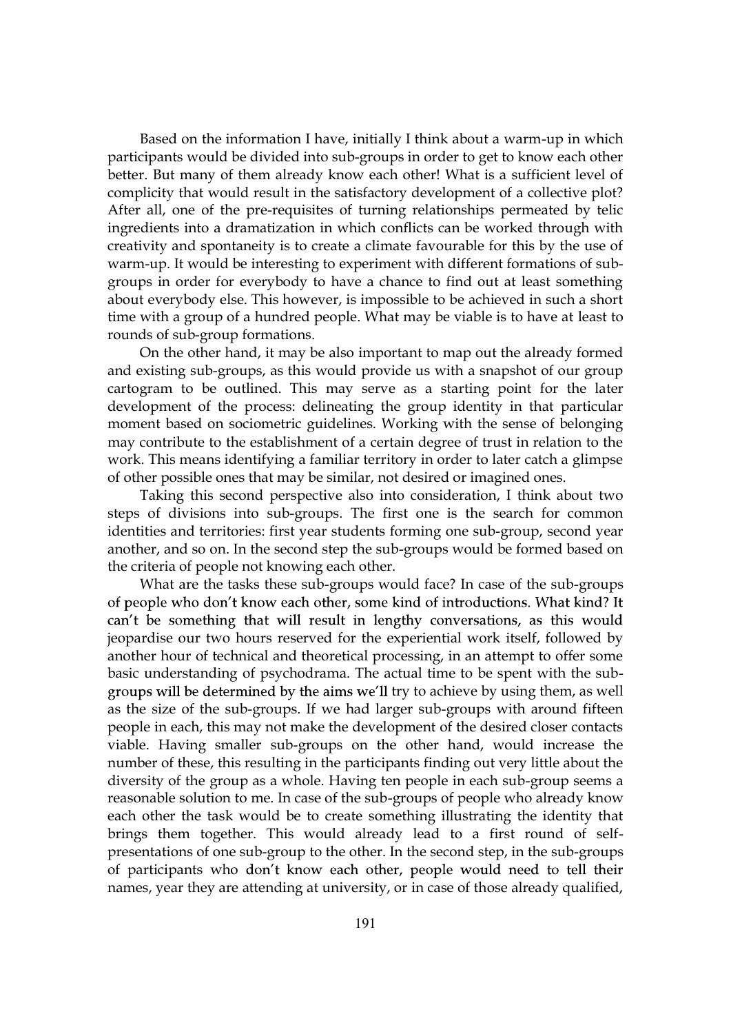Based on the information I have, initially I think about a warm-up in which participants would be divided into sub-groups in order to get to know each other better. But many of them already know each other! What is a sufficient level of complicity that would result in the satisfactory development of a collective plot? After all, one of the pre-requisites of turning relationships permeated by telic ingredients into a dramatization in which conflicts can be worked through with creativity and spontaneity is to create a climate favourable for this by the use of warm-up. It would be interesting to experiment with different formations of sub-groups in order for everybody to have a chance to find out at least something about everybody else. This however, is impossible to be achieved in such a short time with a group of a hundred people. What may be viable is to have at least to rounds of sub-group formations.

On the other hand, it may be also important to map out the already formed and existing sub-groups, as this would provide us with a snapshot of our group cartogram to be outlined. This may serve as a starting point for the later development of the process: delineating the group identity in that particular moment based on sociometric guidelines. Working with the sense of belonging may contribute to the establishment of a certain degree of trust in relation to the work. This means identifying a familiar territory in order to later catch a glimpse of other possible ones that may be similar, not desired or imagined ones.

Taking this second perspective also into consideration, I think about two steps of divisions into sub-groups. The first one is the search for common identities and territories: first year students forming one sub-group, second year another, and so on. In the second step the sub-groups would be formed based on the criteria of people not knowing each other.

What are the tasks these sub-groups would face? In case of the sub-groups of people who don't know each other, some kind of introductions. What kind? It can't be something that will result in lengthy conversations, as this would jeopardise our two hours reserved for the experiential work itself, followed by another hour of technical and theoretical processing, in an attempt to offer some basic understanding of psychodrama. The actual time to be spent with the sub-groups will be determined by the aims we'll try to achieve by using them, as well as the size of the sub-groups. If we had larger sub-groups with around fifteen people in each, this may not make the development of the desired closer contacts viable. Having smaller sub-groups on the other hand, would increase the number of these, this resulting in the participants finding out very little about the diversity of the group as a whole. Having ten people in each sub-group seems a reasonable solution to me. In case of the sub-groups of people who already know each other the task would be to create something illustrating the identity that brings them together. This would already lead to a first round of self-presentations of one sub-group to the other. In the second step, in the sub-groups of participants who don't know each other, people would need to tell their names, year they are attending at university, or in case of those already qualified,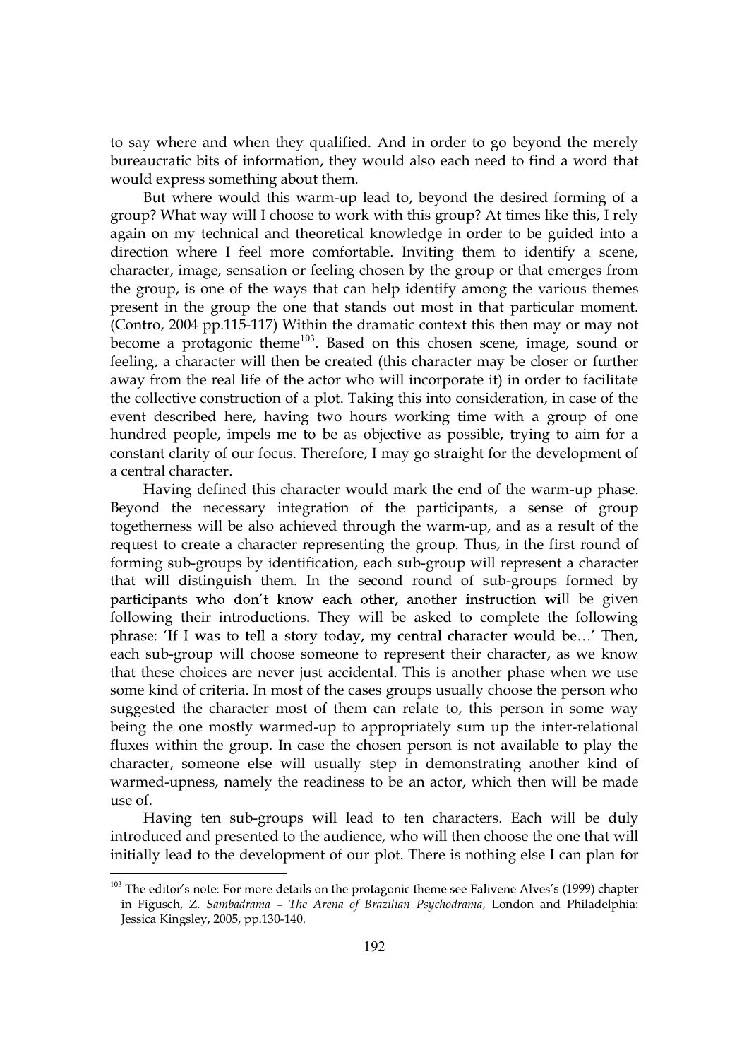to say where and when they qualified. And in order to go beyond the merely bureaucratic bits of information, they would also each need to find a word that would express something about them.

But where would this warm-up lead to, beyond the desired forming of a group? What way will I choose to work with this group? At times like this, I rely again on my technical and theoretical knowledge in order to be guided into a direction where I feel more comfortable. Inviting them to identify a scene, character, image, sensation or feeling chosen by the group or that emerges from the group, is one of the ways that can help identify among the various themes present in the group the one that stands out most in that particular moment. (Contro, 2004 pp.115-117) Within the dramatic context this then may or may not become a protagonic theme[103]. Based on this chosen scene, image, sound or feeling, a character will then be created (this character may be closer or further away from the real life of the actor who will incorporate it) in order to facilitate the collective construction of a plot. Taking this into consideration, in case of the event described here, having two hours working time with a group of one hundred people, impels me to be as objective as possible, trying to aim for a constant clarity of our focus. Therefore, I may go straight for the development of a central character.

Having defined this character would mark the end of the warm-up phase. Beyond the necessary integration of the participants, a sense of group togetherness will be also achieved through the warm-up, and as a result of the request to create a character representing the group. Thus, in the first round of forming sub-groups by identification, each sub-group will represent a character that will distinguish them. In the second round of sub-groups formed by participants who don't know each other, another instruction will be given following their introductions. They will be asked to complete the following phrase: 'If I was to tell a story today, my central character would be…' Then, each sub-group will choose someone to represent their character, as we know that these choices are never just accidental. This is another phase when we use some kind of criteria. In most of the cases groups usually choose the person who suggested the character most of them can relate to, this person in some way being the one mostly warmed-up to appropriately sum up the inter-relational fluxes within the group. In case the chosen person is not available to play the character, someone else will usually step in demonstrating another kind of warmed-upness, namely the readiness to be an actor, which then will be made use of.

Having ten sub-groups will lead to ten characters. Each will be duly introduced and presented to the audience, who will then choose the one that will initially lead to the development of our plot. There is nothing else I can plan for

---

[103] The editor's note: For more details on the protagonic theme see Falivene Alves's (1999) chapter in Figusch, Z. *Sambadrama – The Arena of Brazilian Psychodrama*, London and Philadelphia: Jessica Kingsley, 2005, pp.130-140.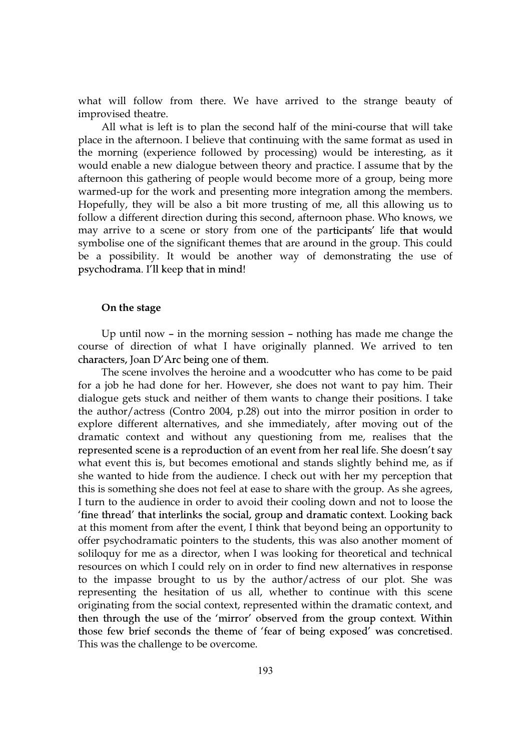what will follow from there. We have arrived to the strange beauty of improvised theatre.

All what is left is to plan the second half of the mini-course that will take place in the afternoon. I believe that continuing with the same format as used in the morning (experience followed by processing) would be interesting, as it would enable a new dialogue between theory and practice. I assume that by the afternoon this gathering of people would become more of a group, being more warmed-up for the work and presenting more integration among the members. Hopefully, they will be also a bit more trusting of me, all this allowing us to follow a different direction during this second, afternoon phase. Who knows, we may arrive to a scene or story from one of the participants' life that would symbolise one of the significant themes that are around in the group. This could be a possibility. It would be another way of demonstrating the use of psychodrama. I'll keep that in mind!

**On the stage**

Up until now – in the morning session – nothing has made me change the course of direction of what I have originally planned. We arrived to ten characters, Joan D'Arc being one of them.

The scene involves the heroine and a woodcutter who has come to be paid for a job he had done for her. However, she does not want to pay him. Their dialogue gets stuck and neither of them wants to change their positions. I take the author/actress (Contro 2004, p.28) out into the mirror position in order to explore different alternatives, and she immediately, after moving out of the dramatic context and without any questioning from me, realises that the represented scene is a reproduction of an event from her real life. She doesn't say what event this is, but becomes emotional and stands slightly behind me, as if she wanted to hide from the audience. I check out with her my perception that this is something she does not feel at ease to share with the group. As she agrees, I turn to the audience in order to avoid their cooling down and not to loose the 'fine thread' that interlinks the social, group and dramatic context. Looking back at this moment from after the event, I think that beyond being an opportunity to offer psychodramatic pointers to the students, this was also another moment of soliloquy for me as a director, when I was looking for theoretical and technical resources on which I could rely on in order to find new alternatives in response to the impasse brought to us by the author/actress of our plot. She was representing the hesitation of us all, whether to continue with this scene originating from the social context, represented within the dramatic context, and then through the use of the 'mirror' observed from the group context. Within those few brief seconds the theme of 'fear of being exposed' was concretised. This was the challenge to be overcome.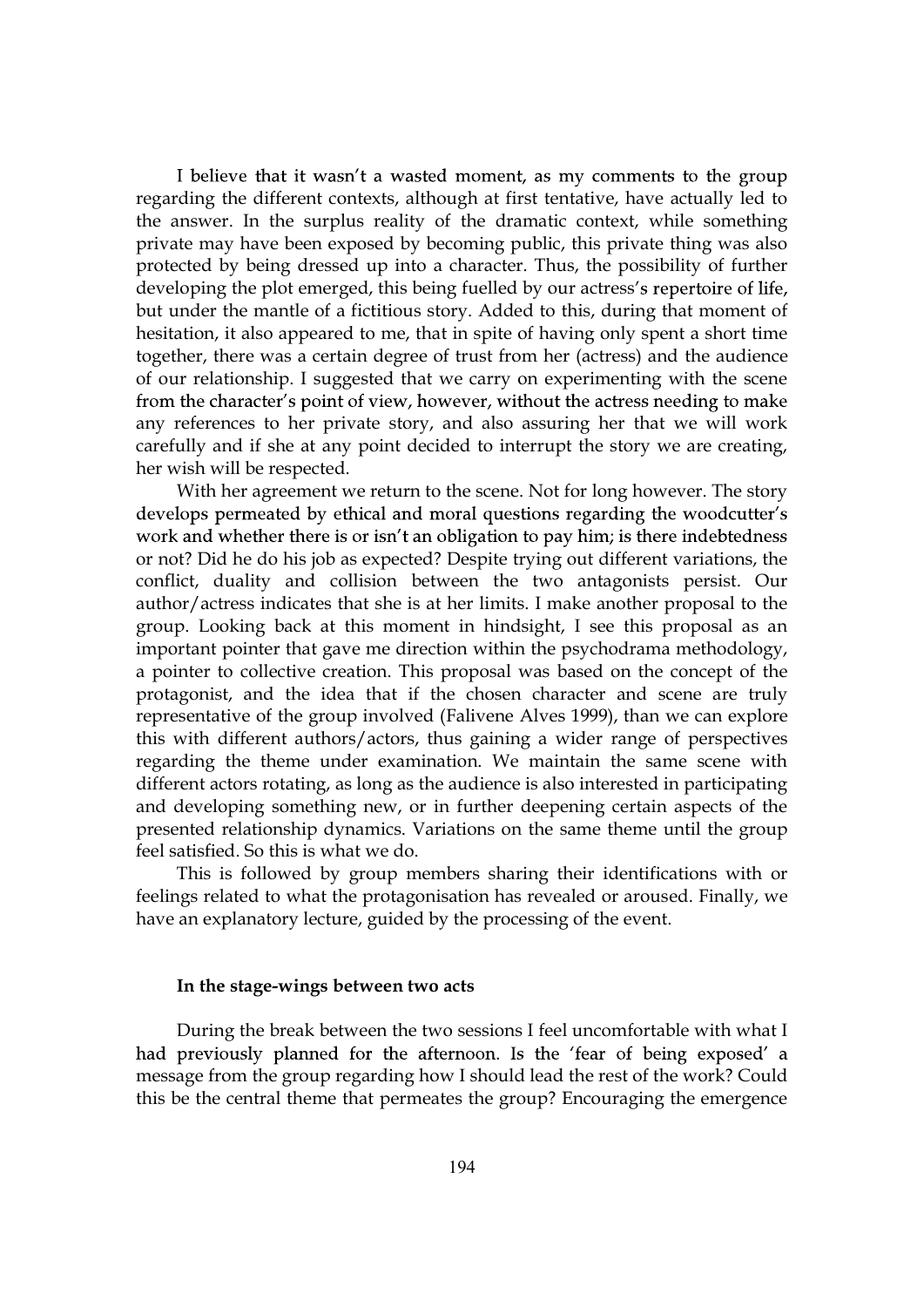I believe that it wasn't a wasted moment, as my comments to the group regarding the different contexts, although at first tentative, have actually led to the answer. In the surplus reality of the dramatic context, while something private may have been exposed by becoming public, this private thing was also protected by being dressed up into a character. Thus, the possibility of further developing the plot emerged, this being fuelled by our actress's repertoire of life, but under the mantle of a fictitious story. Added to this, during that moment of hesitation, it also appeared to me, that in spite of having only spent a short time together, there was a certain degree of trust from her (actress) and the audience of our relationship. I suggested that we carry on experimenting with the scene from the character's point of view, however, without the actress needing to make any references to her private story, and also assuring her that we will work carefully and if she at any point decided to interrupt the story we are creating, her wish will be respected.

With her agreement we return to the scene. Not for long however. The story develops permeated by ethical and moral questions regarding the woodcutter's work and whether there is or isn't an obligation to pay him; is there indebtedness or not? Did he do his job as expected? Despite trying out different variations, the conflict, duality and collision between the two antagonists persist. Our author/actress indicates that she is at her limits. I make another proposal to the group. Looking back at this moment in hindsight, I see this proposal as an important pointer that gave me direction within the psychodrama methodology, a pointer to collective creation. This proposal was based on the concept of the protagonist, and the idea that if the chosen character and scene are truly representative of the group involved (Falivene Alves 1999), than we can explore this with different authors/actors, thus gaining a wider range of perspectives regarding the theme under examination. We maintain the same scene with different actors rotating, as long as the audience is also interested in participating and developing something new, or in further deepening certain aspects of the presented relationship dynamics. Variations on the same theme until the group feel satisfied. So this is what we do.

This is followed by group members sharing their identifications with or feelings related to what the protagonisation has revealed or aroused. Finally, we have an explanatory lecture, guided by the processing of the event.

#### In the stage-wings between two acts

During the break between the two sessions I feel uncomfortable with what I had previously planned for the afternoon. Is the 'fear of being exposed' a message from the group regarding how I should lead the rest of the work? Could this be the central theme that permeates the group? Encouraging the emergence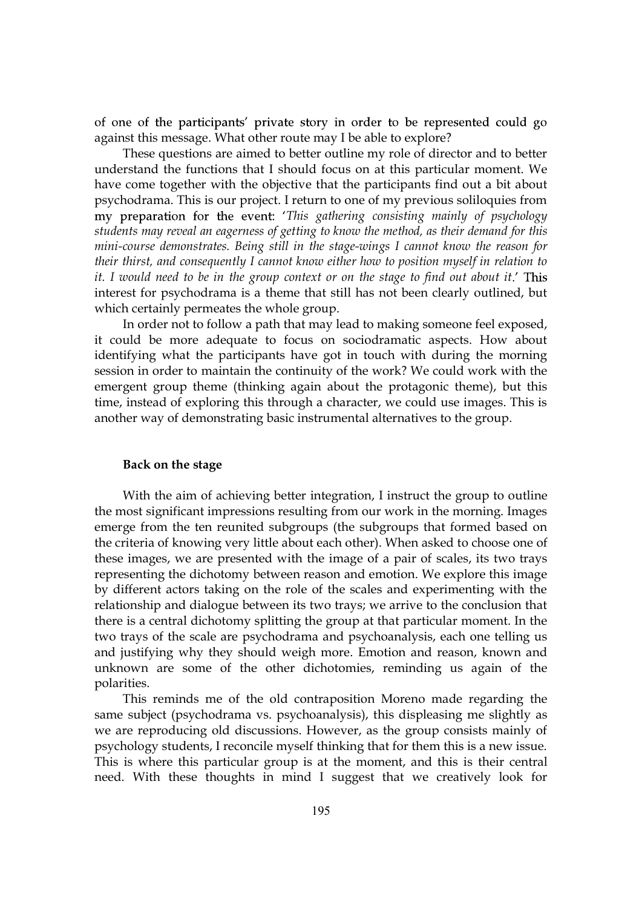of one of the participants' private story in order to be represented could go against this message. What other route may I be able to explore?

These questions are aimed to better outline my role of director and to better understand the functions that I should focus on at this particular moment. We have come together with the objective that the participants find out a bit about psychodrama. This is our project. I return to one of my previous soliloquies from my preparation for the event: '*This gathering consisting mainly of psychology students may reveal an eagerness of getting to know the method, as their demand for this mini-course demonstrates. Being still in the stage-wings I cannot know the reason for their thirst, and consequently I cannot know either how to position myself in relation to it. I would need to be in the group context or on the stage to find out about it*.' This interest for psychodrama is a theme that still has not been clearly outlined, but which certainly permeates the whole group.

In order not to follow a path that may lead to making someone feel exposed, it could be more adequate to focus on sociodramatic aspects. How about identifying what the participants have got in touch with during the morning session in order to maintain the continuity of the work? We could work with the emergent group theme (thinking again about the protagonic theme), but this time, instead of exploring this through a character, we could use images. This is another way of demonstrating basic instrumental alternatives to the group.

**Back on the stage**

With the aim of achieving better integration, I instruct the group to outline the most significant impressions resulting from our work in the morning. Images emerge from the ten reunited subgroups (the subgroups that formed based on the criteria of knowing very little about each other). When asked to choose one of these images, we are presented with the image of a pair of scales, its two trays representing the dichotomy between reason and emotion. We explore this image by different actors taking on the role of the scales and experimenting with the relationship and dialogue between its two trays; we arrive to the conclusion that there is a central dichotomy splitting the group at that particular moment. In the two trays of the scale are psychodrama and psychoanalysis, each one telling us and justifying why they should weigh more. Emotion and reason, known and unknown are some of the other dichotomies, reminding us again of the polarities.

This reminds me of the old contraposition Moreno made regarding the same subject (psychodrama vs. psychoanalysis), this displeasing me slightly as we are reproducing old discussions. However, as the group consists mainly of psychology students, I reconcile myself thinking that for them this is a new issue. This is where this particular group is at the moment, and this is their central need. With these thoughts in mind I suggest that we creatively look for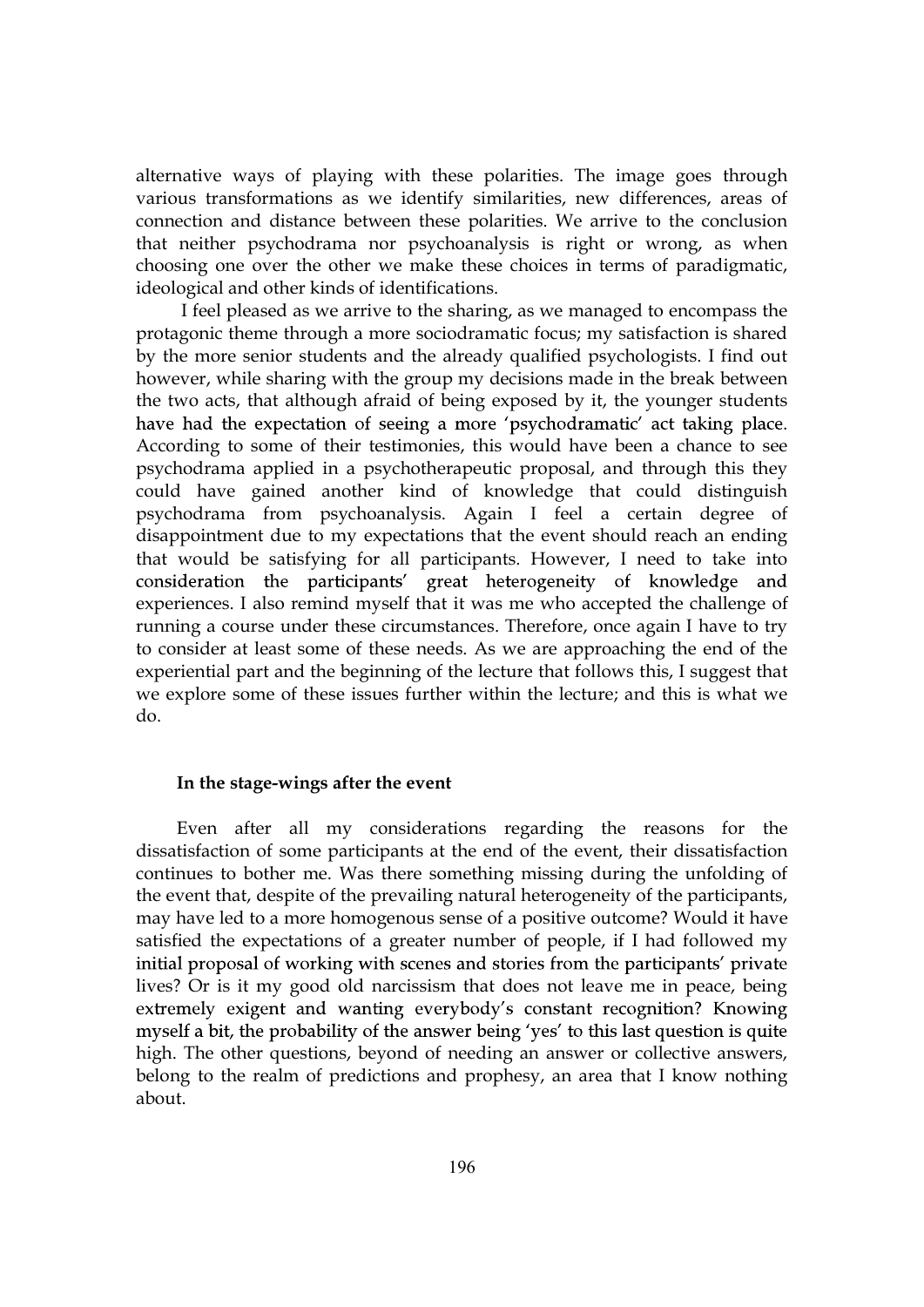alternative ways of playing with these polarities. The image goes through various transformations as we identify similarities, new differences, areas of connection and distance between these polarities. We arrive to the conclusion that neither psychodrama nor psychoanalysis is right or wrong, as when choosing one over the other we make these choices in terms of paradigmatic, ideological and other kinds of identifications.

I feel pleased as we arrive to the sharing, as we managed to encompass the protagonic theme through a more sociodramatic focus; my satisfaction is shared by the more senior students and the already qualified psychologists. I find out however, while sharing with the group my decisions made in the break between the two acts, that although afraid of being exposed by it, the younger students have had the expectation of seeing a more 'psychodramatic' act taking place. According to some of their testimonies, this would have been a chance to see psychodrama applied in a psychotherapeutic proposal, and through this they could have gained another kind of knowledge that could distinguish psychodrama from psychoanalysis. Again I feel a certain degree of disappointment due to my expectations that the event should reach an ending that would be satisfying for all participants. However, I need to take into consideration the participants' great heterogeneity of knowledge and experiences. I also remind myself that it was me who accepted the challenge of running a course under these circumstances. Therefore, once again I have to try to consider at least some of these needs. As we are approaching the end of the experiential part and the beginning of the lecture that follows this, I suggest that we explore some of these issues further within the lecture; and this is what we do.

**In the stage-wings after the event**

Even after all my considerations regarding the reasons for the dissatisfaction of some participants at the end of the event, their dissatisfaction continues to bother me. Was there something missing during the unfolding of the event that, despite of the prevailing natural heterogeneity of the participants, may have led to a more homogenous sense of a positive outcome? Would it have satisfied the expectations of a greater number of people, if I had followed my initial proposal of working with scenes and stories from the participants' private lives? Or is it my good old narcissism that does not leave me in peace, being extremely exigent and wanting everybody's constant recognition? Knowing myself a bit, the probability of the answer being 'yes' to this last question is quite high. The other questions, beyond of needing an answer or collective answers, belong to the realm of predictions and prophesy, an area that I know nothing about.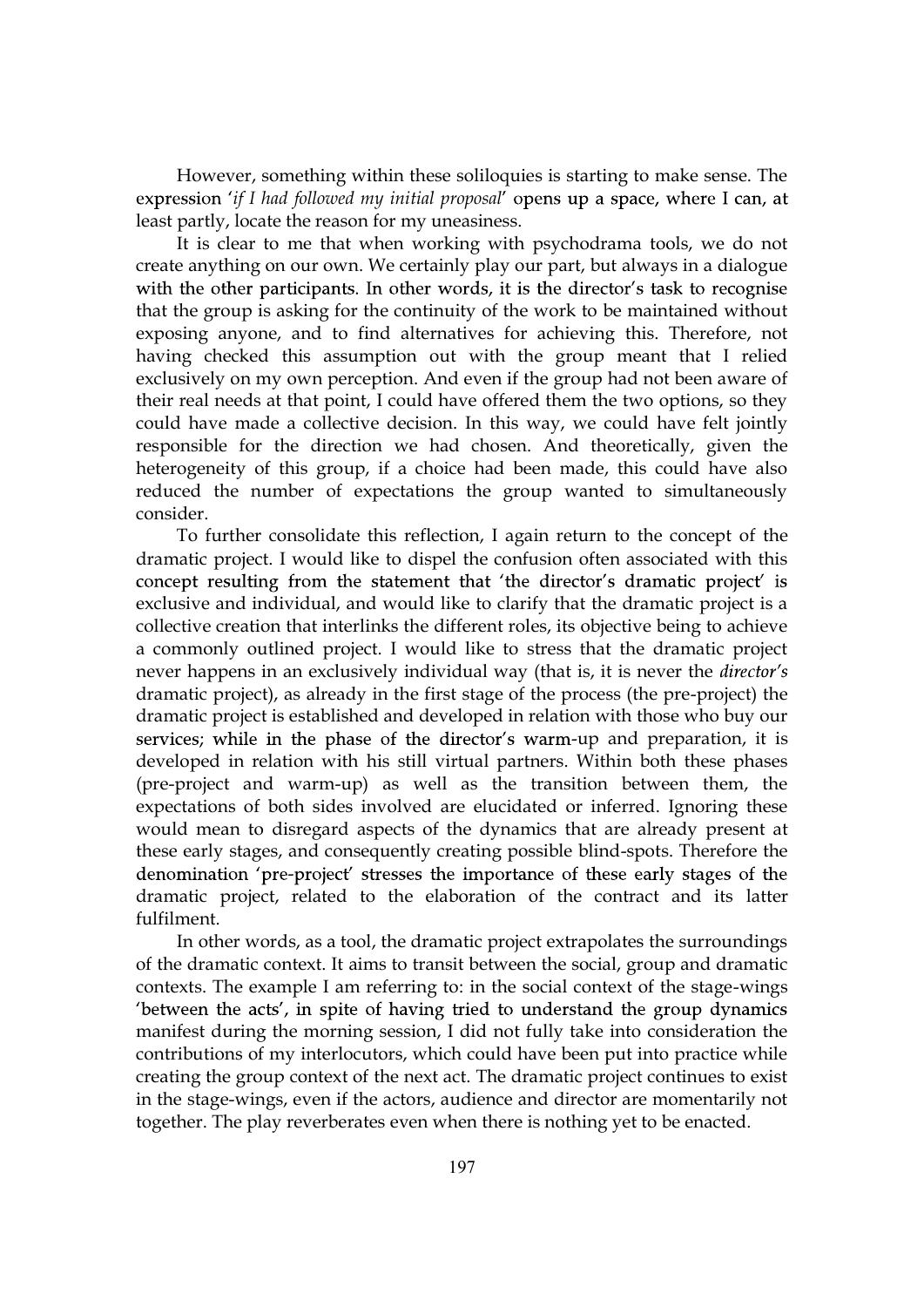However, something within these soliloquies is starting to make sense. The expression '*if I had followed my initial proposal*' opens up a space, where I can, at least partly, locate the reason for my uneasiness.

It is clear to me that when working with psychodrama tools, we do not create anything on our own. We certainly play our part, but always in a dialogue with the other participants. In other words, it is the director's task to recognise that the group is asking for the continuity of the work to be maintained without exposing anyone, and to find alternatives for achieving this. Therefore, not having checked this assumption out with the group meant that I relied exclusively on my own perception. And even if the group had not been aware of their real needs at that point, I could have offered them the two options, so they could have made a collective decision. In this way, we could have felt jointly responsible for the direction we had chosen. And theoretically, given the heterogeneity of this group, if a choice had been made, this could have also reduced the number of expectations the group wanted to simultaneously consider.

To further consolidate this reflection, I again return to the concept of the dramatic project. I would like to dispel the confusion often associated with this concept resulting from the statement that 'the director's dramatic project' is exclusive and individual, and would like to clarify that the dramatic project is a collective creation that interlinks the different roles, its objective being to achieve a commonly outlined project. I would like to stress that the dramatic project never happens in an exclusively individual way (that is, it is never the *director's* dramatic project), as already in the first stage of the process (the pre-project) the dramatic project is established and developed in relation with those who buy our services; while in the phase of the director's warm-up and preparation, it is developed in relation with his still virtual partners. Within both these phases (pre-project and warm-up) as well as the transition between them, the expectations of both sides involved are elucidated or inferred. Ignoring these would mean to disregard aspects of the dynamics that are already present at these early stages, and consequently creating possible blind-spots. Therefore the denomination 'pre-project' stresses the importance of these early stages of the dramatic project, related to the elaboration of the contract and its latter fulfilment.

In other words, as a tool, the dramatic project extrapolates the surroundings of the dramatic context. It aims to transit between the social, group and dramatic contexts. The example I am referring to: in the social context of the stage-wings 'between the acts', in spite of having tried to understand the group dynamics manifest during the morning session, I did not fully take into consideration the contributions of my interlocutors, which could have been put into practice while creating the group context of the next act. The dramatic project continues to exist in the stage-wings, even if the actors, audience and director are momentarily not together. The play reverberates even when there is nothing yet to be enacted.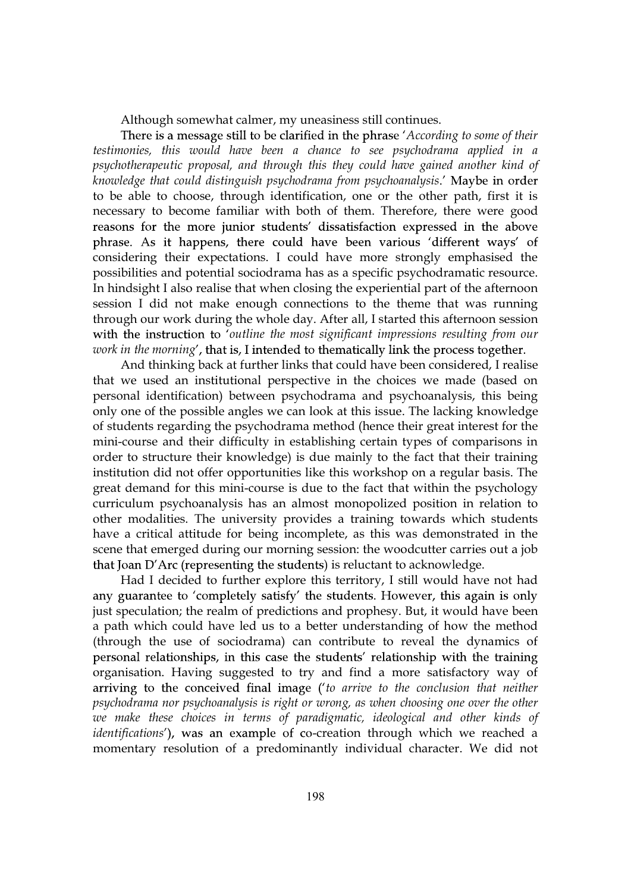Although somewhat calmer, my uneasiness still continues.

There is a message still to be clarified in the phrase '*According to some of their testimonies, this would have been a chance to see psychodrama applied in a psychotherapeutic proposal, and through this they could have gained another kind of knowledge that could distinguish psychodrama from psychoanalysis*.' Maybe in order to be able to choose, through identification, one or the other path, first it is necessary to become familiar with both of them. Therefore, there were good reasons for the more junior students' dissatisfaction expressed in the above phrase. As it happens, there could have been various 'different ways' of considering their expectations. I could have more strongly emphasised the possibilities and potential sociodrama has as a specific psychodramatic resource. In hindsight I also realise that when closing the experiential part of the afternoon session I did not make enough connections to the theme that was running through our work during the whole day. After all, I started this afternoon session with the instruction to '*outline the most significant impressions resulting from our work in the morning*', that is, I intended to thematically link the process together.

And thinking back at further links that could have been considered, I realise that we used an institutional perspective in the choices we made (based on personal identification) between psychodrama and psychoanalysis, this being only one of the possible angles we can look at this issue. The lacking knowledge of students regarding the psychodrama method (hence their great interest for the mini-course and their difficulty in establishing certain types of comparisons in order to structure their knowledge) is due mainly to the fact that their training institution did not offer opportunities like this workshop on a regular basis. The great demand for this mini-course is due to the fact that within the psychology curriculum psychoanalysis has an almost monopolized position in relation to other modalities. The university provides a training towards which students have a critical attitude for being incomplete, as this was demonstrated in the scene that emerged during our morning session: the woodcutter carries out a job that Joan D'Arc (representing the students) is reluctant to acknowledge.

Had I decided to further explore this territory, I still would have not had any guarantee to 'completely satisfy' the students. However, this again is only just speculation; the realm of predictions and prophesy. But, it would have been a path which could have led us to a better understanding of how the method (through the use of sociodrama) can contribute to reveal the dynamics of personal relationships, in this case the students' relationship with the training organisation. Having suggested to try and find a more satisfactory way of arriving to the conceived final image ('*to arrive to the conclusion that neither psychodrama nor psychoanalysis is right or wrong, as when choosing one over the other we make these choices in terms of paradigmatic, ideological and other kinds of identifications*'), was an example of co-creation through which we reached a momentary resolution of a predominantly individual character. We did not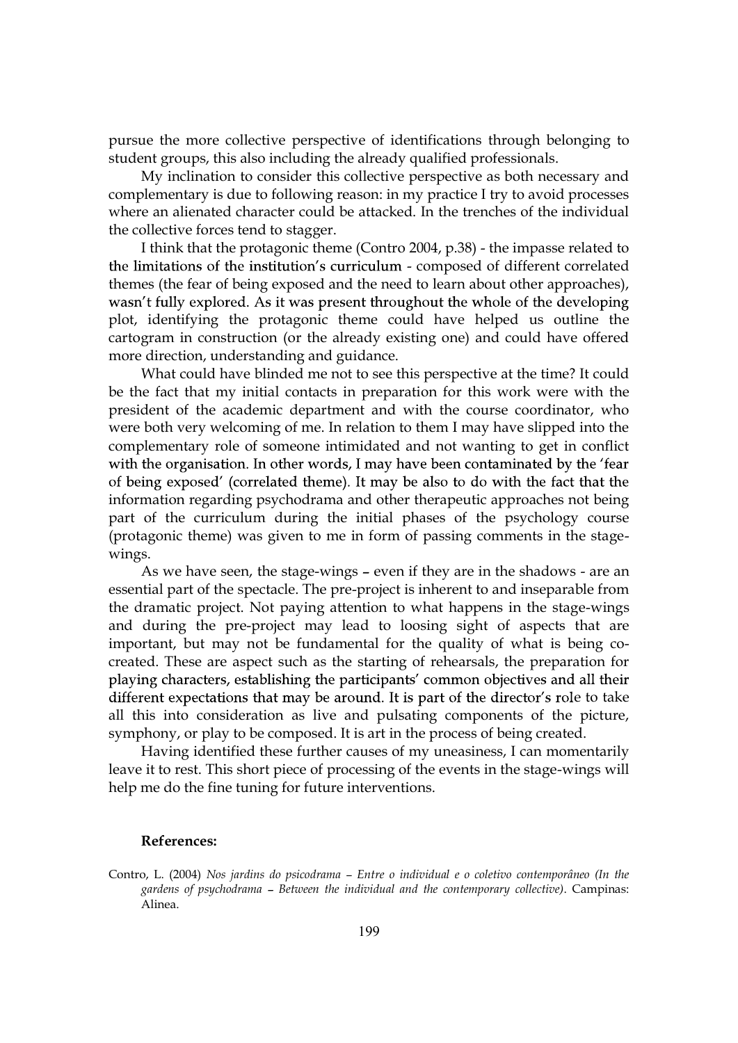pursue the more collective perspective of identifications through belonging to student groups, this also including the already qualified professionals.

My inclination to consider this collective perspective as both necessary and complementary is due to following reason: in my practice I try to avoid processes where an alienated character could be attacked. In the trenches of the individual the collective forces tend to stagger.

I think that the protagonic theme (Contro 2004, p.38) - the impasse related to the limitations of the institution's curriculum - composed of different correlated themes (the fear of being exposed and the need to learn about other approaches), wasn't fully explored. As it was present throughout the whole of the developing plot, identifying the protagonic theme could have helped us outline the cartogram in construction (or the already existing one) and could have offered more direction, understanding and guidance.

What could have blinded me not to see this perspective at the time? It could be the fact that my initial contacts in preparation for this work were with the president of the academic department and with the course coordinator, who were both very welcoming of me. In relation to them I may have slipped into the complementary role of someone intimidated and not wanting to get in conflict with the organisation. In other words, I may have been contaminated by the 'fear of being exposed' (correlated theme). It may be also to do with the fact that the information regarding psychodrama and other therapeutic approaches not being part of the curriculum during the initial phases of the psychology course (protagonic theme) was given to me in form of passing comments in the stage-wings.

As we have seen, the stage-wings – even if they are in the shadows - are an essential part of the spectacle. The pre-project is inherent to and inseparable from the dramatic project. Not paying attention to what happens in the stage-wings and during the pre-project may lead to loosing sight of aspects that are important, but may not be fundamental for the quality of what is being co-created. These are aspect such as the starting of rehearsals, the preparation for playing characters, establishing the participants' common objectives and all their different expectations that may be around. It is part of the director's role to take all this into consideration as live and pulsating components of the picture, symphony, or play to be composed. It is art in the process of being created.

Having identified these further causes of my uneasiness, I can momentarily leave it to rest. This short piece of processing of the events in the stage-wings will help me do the fine tuning for future interventions.

**References:**

Contro, L. (2004) *Nos jardins do psicodrama – Entre o individual e o coletivo contemporâneo (In the gardens of psychodrama – Between the individual and the contemporary collective)*. Campinas: Alinea.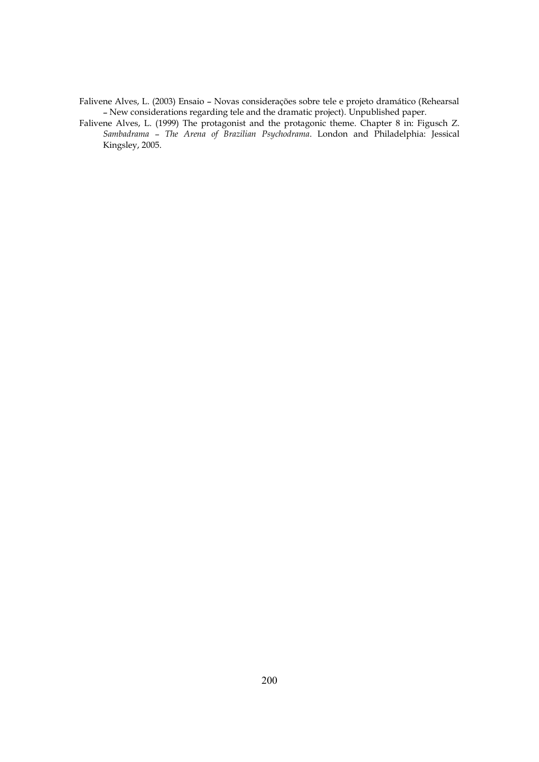Falivene Alves, L. (2003) Ensaio – Novas considerações sobre tele e projeto dramático (Rehearsal – New considerations regarding tele and the dramatic project). Unpublished paper.

Falivene Alves, L. (1999) The protagonist and the protagonic theme. Chapter 8 in: Figusch Z. *Sambadrama – The Arena of Brazilian Psychodrama*. London and Philadelphia: Jessical Kingsley, 2005.